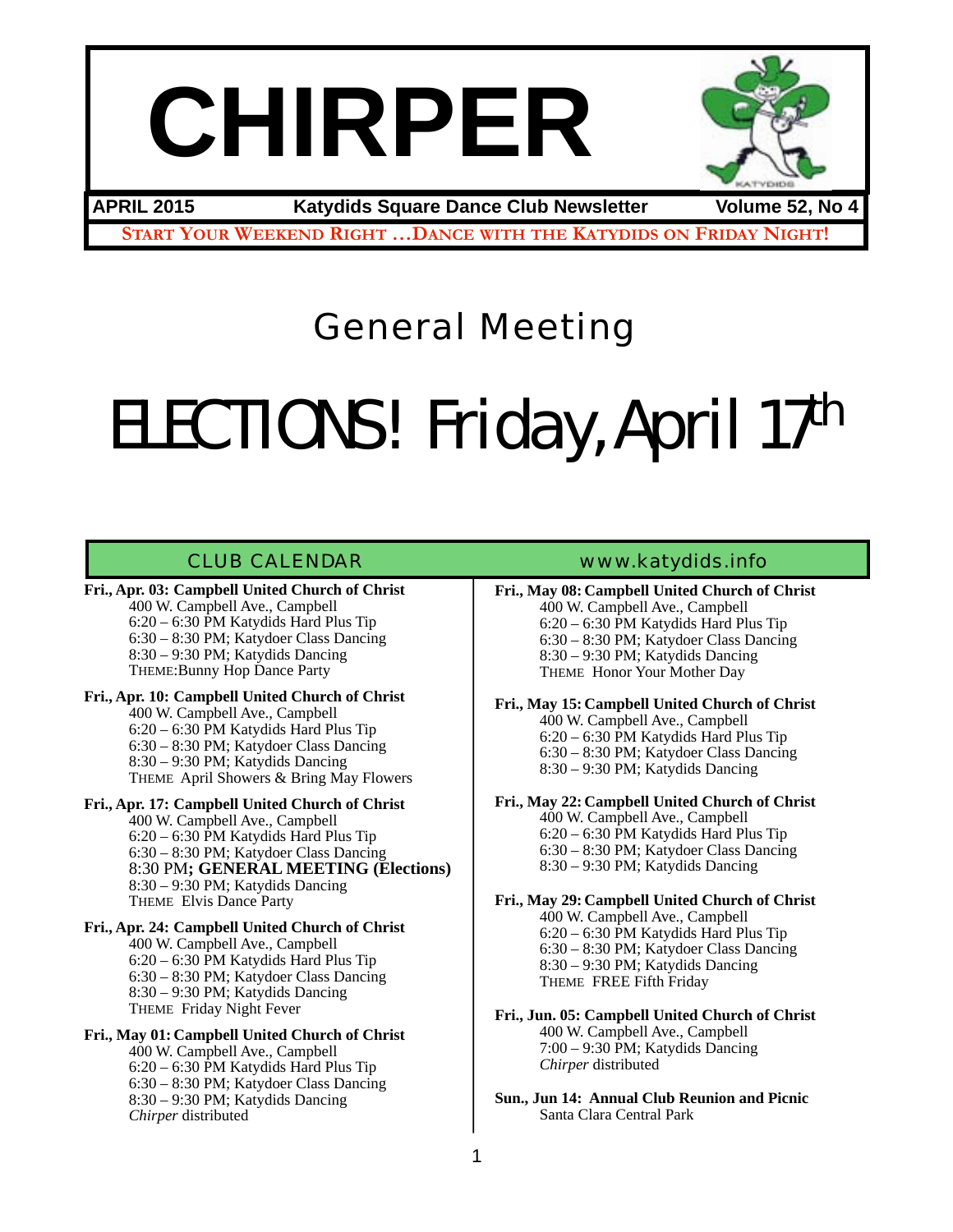# CHIRPER

**APRIL 2015** **Katydids Square Dance Club Newsletter** **Volume 52, No 4**

**START YOUR WEEKEND RIGHT …DANCE WITH THE KATYDIDS ON FRIDAY NIGHT!**

## General Meeting

# ELECTIONS! Friday, April 17th

## CLUB CALENDAR www.katydids.info

**Fri., Apr. 03: Campbell United Church of Christ**
400 W. Campbell Ave., Campbell
6:20 – 6:30 PM Katydids Hard Plus Tip
6:30 – 8:30 PM; Katydoer Class Dancing
8:30 – 9:30 PM; Katydids Dancing
THEME:Bunny Hop Dance Party

**Fri., Apr. 10: Campbell United Church of Christ**
400 W. Campbell Ave., Campbell
6:20 – 6:30 PM Katydids Hard Plus Tip
6:30 – 8:30 PM; Katydoer Class Dancing
8:30 – 9:30 PM; Katydids Dancing
THEME April Showers & Bring May Flowers

**Fri., Apr. 17: Campbell United Church of Christ**
400 W. Campbell Ave., Campbell
6:20 – 6:30 PM Katydids Hard Plus Tip
6:30 – 8:30 PM; Katydoer Class Dancing
8:30 PM**; GENERAL MEETING (Elections)**
8:30 – 9:30 PM; Katydids Dancing
THEME Elvis Dance Party

**Fri., Apr. 24: Campbell United Church of Christ**
400 W. Campbell Ave., Campbell
6:20 – 6:30 PM Katydids Hard Plus Tip
6:30 – 8:30 PM; Katydoer Class Dancing
8:30 – 9:30 PM; Katydids Dancing
THEME Friday Night Fever

**Fri., May 01: Campbell United Church of Christ**
400 W. Campbell Ave., Campbell
6:20 – 6:30 PM Katydids Hard Plus Tip
6:30 – 8:30 PM; Katydoer Class Dancing
8:30 – 9:30 PM; Katydids Dancing
*Chirper* distributed

**Fri., May 08: Campbell United Church of Christ**
400 W. Campbell Ave., Campbell
6:20 – 6:30 PM Katydids Hard Plus Tip
6:30 – 8:30 PM; Katydoer Class Dancing
8:30 – 9:30 PM; Katydids Dancing
THEME Honor Your Mother Day

**Fri., May 15: Campbell United Church of Christ**
400 W. Campbell Ave., Campbell
6:20 – 6:30 PM Katydids Hard Plus Tip
6:30 – 8:30 PM; Katydoer Class Dancing
8:30 – 9:30 PM; Katydids Dancing

**Fri., May 22: Campbell United Church of Christ**
400 W. Campbell Ave., Campbell
6:20 – 6:30 PM Katydids Hard Plus Tip
6:30 – 8:30 PM; Katydoer Class Dancing
8:30 – 9:30 PM; Katydids Dancing

**Fri., May 29: Campbell United Church of Christ**
400 W. Campbell Ave., Campbell
6:20 – 6:30 PM Katydids Hard Plus Tip
6:30 – 8:30 PM; Katydoer Class Dancing
8:30 – 9:30 PM; Katydids Dancing
THEME FREE Fifth Friday

**Fri., Jun. 05: Campbell United Church of Christ**
400 W. Campbell Ave., Campbell
7:00 – 9:30 PM; Katydids Dancing
*Chirper* distributed

**Sun., Jun 14: Annual Club Reunion and Picnic**
Santa Clara Central Park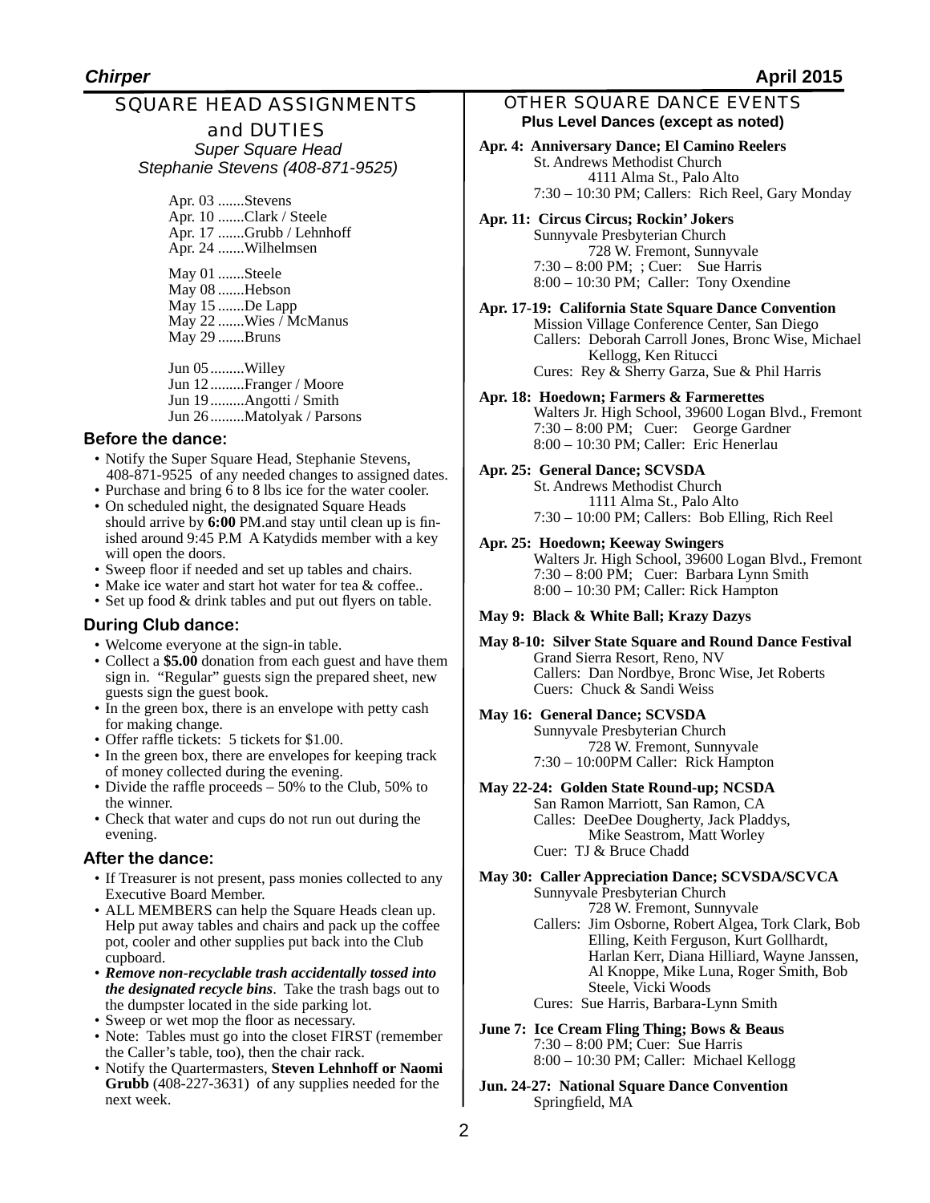## SQUARE HEAD ASSIGNMENTS and DUTIES

*Super Square Head*
*Stephanie Stevens (408-871-9525)*

Apr. 03 .......Stevens
Apr. 10 .......Clark / Steele
Apr. 17 .......Grubb / Lehnhoff
Apr. 24 .......Wilhelmsen

May 01 .......Steele
May 08 .......Hebson
May 15 .......De Lapp
May 22 .......Wies / McManus
May 29 .......Bruns

Jun 05.........Willey
Jun 12.........Franger / Moore
Jun 19.........Angotti / Smith
Jun 26.........Matolyak / Parsons

### Before the dance:

- Notify the Super Square Head, Stephanie Stevens, 408-871-9525 of any needed changes to assigned dates.
- Purchase and bring 6 to 8 lbs ice for the water cooler.
- On scheduled night, the designated Square Heads should arrive by **6:00** PM.and stay until clean up is finished around 9:45 P.M A Katydids member with a key will open the doors.
- Sweep floor if needed and set up tables and chairs.
- Make ice water and start hot water for tea & coffee..
- Set up food & drink tables and put out flyers on table.

### During Club dance:

- Welcome everyone at the sign-in table.
- Collect a **$5.00** donation from each guest and have them sign in. "Regular" guests sign the prepared sheet, new guests sign the guest book.
- In the green box, there is an envelope with petty cash for making change.
- Offer raffle tickets: 5 tickets for $1.00.
- In the green box, there are envelopes for keeping track of money collected during the evening.
- Divide the raffle proceeds – 50% to the Club, 50% to the winner.
- Check that water and cups do not run out during the evening.

### After the dance:

- If Treasurer is not present, pass monies collected to any Executive Board Member.
- ALL MEMBERS can help the Square Heads clean up. Help put away tables and chairs and pack up the coffee pot, cooler and other supplies put back into the Club cupboard.
- ***Remove non-recyclable trash accidentally tossed into the designated recycle bins***. Take the trash bags out to the dumpster located in the side parking lot.
- Sweep or wet mop the floor as necessary.
- Note: Tables must go into the closet FIRST (remember the Caller's table, too), then the chair rack.
- Notify the Quartermasters, **Steven Lehnhoff or Naomi Grubb** (408-227-3631) of any supplies needed for the next week.

## OTHER SQUARE DANCE EVENTS

**Plus Level Dances (except as noted)**

**Apr. 4: Anniversary Dance; El Camino Reelers**
St. Andrews Methodist Church
4111 Alma St., Palo Alto
7:30 – 10:30 PM; Callers: Rich Reel, Gary Monday

**Apr. 11: Circus Circus; Rockin' Jokers**
Sunnyvale Presbyterian Church
728 W. Fremont, Sunnyvale
7:30 – 8:00 PM; ; Cuer: Sue Harris
8:00 – 10:30 PM; Caller: Tony Oxendine

**Apr. 17-19: California State Square Dance Convention**
Mission Village Conference Center, San Diego
Callers: Deborah Carroll Jones, Bronc Wise, Michael Kellogg, Ken Ritucci
Cures: Rey & Sherry Garza, Sue & Phil Harris

**Apr. 18: Hoedown; Farmers & Farmerettes**
Walters Jr. High School, 39600 Logan Blvd., Fremont
7:30 – 8:00 PM; Cuer: George Gardner
8:00 – 10:30 PM; Caller: Eric Henerlau

**Apr. 25: General Dance; SCVSDA**
St. Andrews Methodist Church
1111 Alma St., Palo Alto
7:30 – 10:00 PM; Callers: Bob Elling, Rich Reel

**Apr. 25: Hoedown; Keeway Swingers**
Walters Jr. High School, 39600 Logan Blvd., Fremont
7:30 – 8:00 PM; Cuer: Barbara Lynn Smith
8:00 – 10:30 PM; Caller: Rick Hampton

**May 9: Black & White Ball; Krazy Dazys**

**May 8-10: Silver State Square and Round Dance Festival**
Grand Sierra Resort, Reno, NV
Callers: Dan Nordbye, Bronc Wise, Jet Roberts
Cuers: Chuck & Sandi Weiss

**May 16: General Dance; SCVSDA**
Sunnyvale Presbyterian Church
728 W. Fremont, Sunnyvale
7:30 – 10:00PM Caller: Rick Hampton

**May 22-24: Golden State Round-up; NCSDA**
San Ramon Marriott, San Ramon, CA
Calles: DeeDee Dougherty, Jack Pladdys, Mike Seastrom, Matt Worley
Cuer: TJ & Bruce Chadd

**May 30: Caller Appreciation Dance; SCVSDA/SCVCA**
Sunnyvale Presbyterian Church
728 W. Fremont, Sunnyvale
Callers: Jim Osborne, Robert Algea, Tork Clark, Bob Elling, Keith Ferguson, Kurt Gollhardt, Harlan Kerr, Diana Hilliard, Wayne Janssen, Al Knoppe, Mike Luna, Roger Smith, Bob Steele, Vicki Woods
Cures: Sue Harris, Barbara-Lynn Smith

**June 7: Ice Cream Fling Thing; Bows & Beaus**
7:30 – 8:00 PM; Cuer: Sue Harris
8:00 – 10:30 PM; Caller: Michael Kellogg

**Jun. 24-27: National Square Dance Convention**
Springfield, MA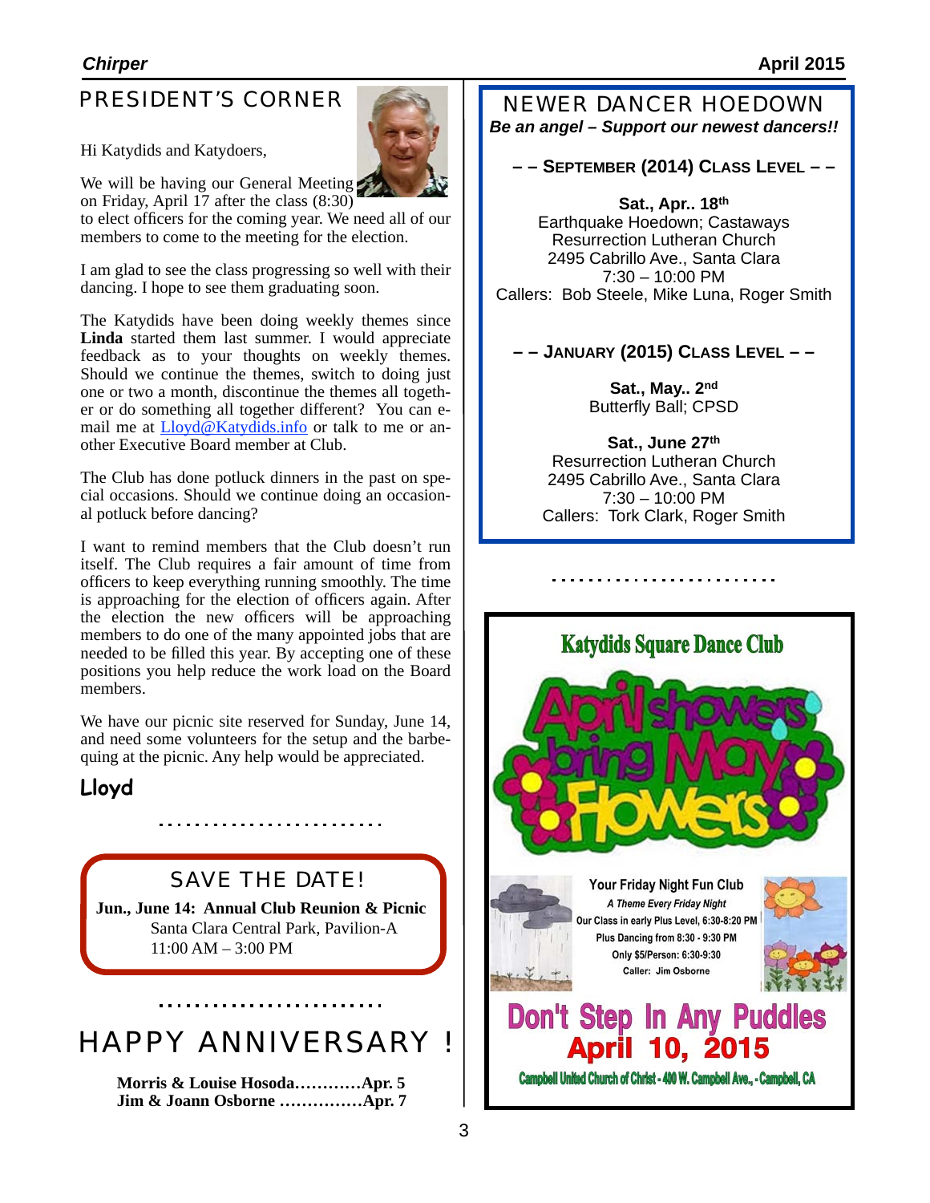## PRESIDENT'S CORNER

Hi Katydids and Katydoers,

We will be having our General Meeting on Friday, April 17 after the class (8:30) to elect officers for the coming year. We need all of our members to come to the meeting for the election.

I am glad to see the class progressing so well with their dancing. I hope to see them graduating soon.

The Katydids have been doing weekly themes since **Linda** started them last summer. I would appreciate feedback as to your thoughts on weekly themes. Should we continue the themes, switch to doing just one or two a month, discontinue the themes all together or do something all together different? You can e-mail me at Lloyd@Katydids.info or talk to me or another Executive Board member at Club.

The Club has done potluck dinners in the past on special occasions. Should we continue doing an occasional potluck before dancing?

I want to remind members that the Club doesn't run itself. The Club requires a fair amount of time from officers to keep everything running smoothly. The time is approaching for the election of officers again. After the election the new officers will be approaching members to do one of the many appointed jobs that are needed to be filled this year. By accepting one of these positions you help reduce the work load on the Board members.

We have our picnic site reserved for Sunday, June 14, and need some volunteers for the setup and the barbequing at the picnic. Any help would be appreciated.

**Lloyd**

## SAVE THE DATE!

**Jun., June 14: Annual Club Reunion & Picnic**
Santa Clara Central Park, Pavilion-A
11:00 AM – 3:00 PM

## HAPPY ANNIVERSARY !

**Morris & Louise Hosoda…………Apr. 5**
**Jim & Joann Osborne ……………Apr. 7**

## NEWER DANCER HOEDOWN

***Be an angel – Support our newest dancers!!***

**– – SEPTEMBER (2014) CLASS LEVEL – –**

**Sat., Apr.. 18th**
Earthquake Hoedown; Castaways
Resurrection Lutheran Church
2495 Cabrillo Ave., Santa Clara
7:30 – 10:00 PM
Callers: Bob Steele, Mike Luna, Roger Smith

**– – JANUARY (2015) CLASS LEVEL – –**

**Sat., May.. 2nd**
Butterfly Ball; CPSD

**Sat., June 27th**
Resurrection Lutheran Church
2495 Cabrillo Ave., Santa Clara
7:30 – 10:00 PM
Callers: Tork Clark, Roger Smith

**Katydids Square Dance Club**

April showers bring May Flowers

**Your Friday Night Fun Club**
*A Theme Every Friday Night*
Our Class in early Plus Level, 6:30-8:20 PM
Plus Dancing from 8:30 - 9:30 PM
Only $5/Person: 6:30-9:30
Caller: Jim Osborne

**Don't Step In Any Puddles**
**April 10, 2015**
Campbell United Church of Christ - 400 W. Campbell Ave., - Campbell, CA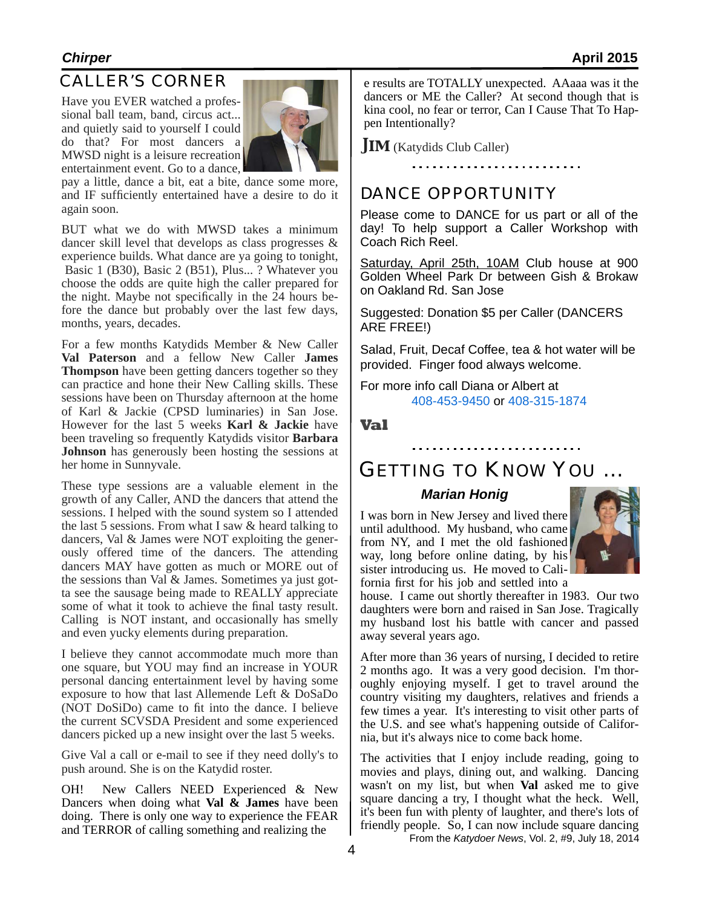## CALLER'S CORNER

Have you EVER watched a professional ball team, band, circus act... and quietly said to yourself I could do that? For most dancers a MWSD night is a leisure recreation entertainment event. Go to a dance, pay a little, dance a bit, eat a bite, dance some more, and IF sufficiently entertained have a desire to do it again soon.

BUT what we do with MWSD takes a minimum dancer skill level that develops as class progresses & experience builds. What dance are ya going to tonight, Basic 1 (B30), Basic 2 (B51), Plus... ? Whatever you choose the odds are quite high the caller prepared for the night. Maybe not specifically in the 24 hours before the dance but probably over the last few days, months, years, decades.

For a few months Katydids Member & New Caller **Val Paterson** and a fellow New Caller **James Thompson** have been getting dancers together so they can practice and hone their New Calling skills. These sessions have been on Thursday afternoon at the home of Karl & Jackie (CPSD luminaries) in San Jose. However for the last 5 weeks **Karl & Jackie** have been traveling so frequently Katydids visitor **Barbara Johnson** has generously been hosting the sessions at her home in Sunnyvale.

These type sessions are a valuable element in the growth of any Caller, AND the dancers that attend the sessions. I helped with the sound system so I attended the last 5 sessions. From what I saw & heard talking to dancers, Val & James were NOT exploiting the generously offered time of the dancers. The attending dancers MAY have gotten as much or MORE out of the sessions than Val & James. Sometimes ya just gotta see the sausage being made to REALLY appreciate some of what it took to achieve the final tasty result. Calling is NOT instant, and occasionally has smelly and even yucky elements during preparation.

I believe they cannot accommodate much more than one square, but YOU may find an increase in YOUR personal dancing entertainment level by having some exposure to how that last Allemende Left & DoSaDo (NOT DoSiDo) came to fit into the dance. I believe the current SCVSDA President and some experienced dancers picked up a new insight over the last 5 weeks.

Give Val a call or e-mail to see if they need dolly's to push around. She is on the Katydid roster.

OH! New Callers NEED Experienced & New Dancers when doing what **Val & James** have been doing. There is only one way to experience the FEAR and TERROR of calling something and realizing the e results are TOTALLY unexpected. AAaaa was it the dancers or ME the Caller? At second though that is kina cool, no fear or terror, Can I Cause That To Happen Intentionally?

**JIM** (Katydids Club Caller)

## DANCE OPPORTUNITY

Please come to DANCE for us part or all of the day! To help support a Caller Workshop with Coach Rich Reel.

Saturday, April 25th, 10AM Club house at 900 Golden Wheel Park Dr between Gish & Brokaw on Oakland Rd. San Jose

Suggested: Donation $5 per Caller (DANCERS ARE FREE!)

Salad, Fruit, Decaf Coffee, tea & hot water will be provided. Finger food always welcome.

For more info call Diana or Albert at
408-453-9450 or 408-315-1874

**Val**

## GETTING TO KNOW YOU ...

### *Marian Honig*

I was born in New Jersey and lived there until adulthood. My husband, who came from NY, and I met the old fashioned way, long before online dating, by his sister introducing us. He moved to California first for his job and settled into a house. I came out shortly thereafter in 1983. Our two daughters were born and raised in San Jose. Tragically my husband lost his battle with cancer and passed away several years ago.

After more than 36 years of nursing, I decided to retire 2 months ago. It was a very good decision. I'm thoroughly enjoying myself. I get to travel around the country visiting my daughters, relatives and friends a few times a year. It's interesting to visit other parts of the U.S. and see what's happening outside of California, but it's always nice to come back home.

The activities that I enjoy include reading, going to movies and plays, dining out, and walking. Dancing wasn't on my list, but when **Val** asked me to give square dancing a try, I thought what the heck. Well, it's been fun with plenty of laughter, and there's lots of friendly people. So, I can now include square dancing

From the *Katydoer News*, Vol. 2, #9, July 18, 2014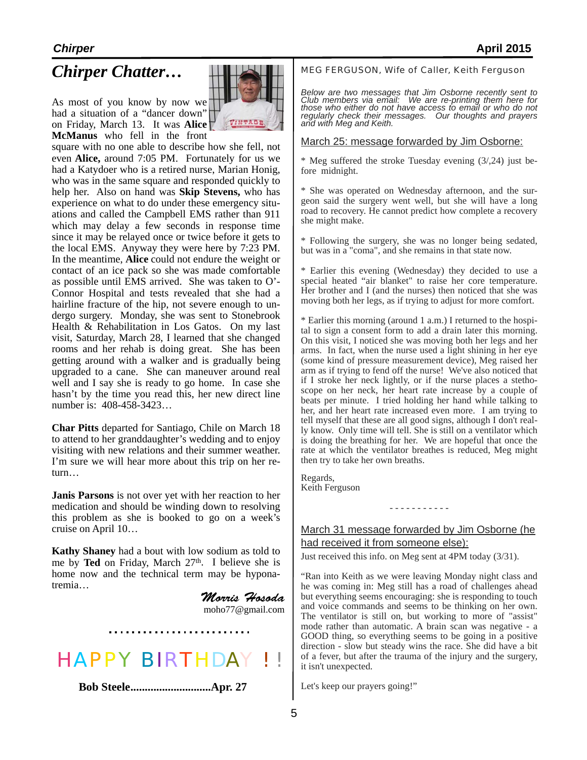# Chirper Chatter…

As most of you know by now we had a situation of a "dancer down" on Friday, March 13. It was **Alice McManus** who fell in the front square with no one able to describe how she fell, not even **Alice,** around 7:05 PM. Fortunately for us we had a Katydoer who is a retired nurse, Marian Honig, who was in the same square and responded quickly to help her. Also on hand was **Skip Stevens,** who has experience on what to do under these emergency situations and called the Campbell EMS rather than 911 which may delay a few seconds in response time since it may be relayed once or twice before it gets to the local EMS. Anyway they were here by 7:23 PM. In the meantime, **Alice** could not endure the weight or contact of an ice pack so she was made comfortable as possible until EMS arrived. She was taken to O'-Connor Hospital and tests revealed that she had a hairline fracture of the hip, not severe enough to undergo surgery. Monday, she was sent to Stonebrook Health & Rehabilitation in Los Gatos. On my last visit, Saturday, March 28, I learned that she changed rooms and her rehab is doing great. She has been getting around with a walker and is gradually being upgraded to a cane. She can maneuver around real well and I say she is ready to go home. In case she hasn't by the time you read this, her new direct line number is: 408-458-3423…

**Char Pitts** departed for Santiago, Chile on March 18 to attend to her granddaughter's wedding and to enjoy visiting with new relations and their summer weather. I'm sure we will hear more about this trip on her return…

**Janis Parsons** is not over yet with her reaction to her medication and should be winding down to resolving this problem as she is booked to go on a week's cruise on April 10…

**Kathy Shaney** had a bout with low sodium as told to me by **Ted** on Friday, March 27th. I believe she is home now and the technical term may be hyponatremia…

*Morris Hosoda*
moho77@gmail.com

……………………….

## HAPPY BIRTHDAY ! !

**Bob Steele...........................Apr. 27**

MEG FERGUSON, Wife of Caller, Keith Ferguson

*Below are two messages that Jim Osborne recently sent to Club members via email: We are re-printing them here for those who either do not have access to email or who do not regularly check their messages. Our thoughts and prayers and with Meg and Keith.*

March 25: message forwarded by Jim Osborne:

* Meg suffered the stroke Tuesday evening (3/,24) just before midnight.

* She was operated on Wednesday afternoon, and the surgeon said the surgery went well, but she will have a long road to recovery. He cannot predict how complete a recovery she might make.

* Following the surgery, she was no longer being sedated, but was in a "coma", and she remains in that state now.

* Earlier this evening (Wednesday) they decided to use a special heated "air blanket" to raise her core temperature. Her brother and I (and the nurses) then noticed that she was moving both her legs, as if trying to adjust for more comfort.

* Earlier this morning (around 1 a.m.) I returned to the hospital to sign a consent form to add a drain later this morning. On this visit, I noticed she was moving both her legs and her arms. In fact, when the nurse used a light shining in her eye (some kind of pressure measurement device), Meg raised her arm as if trying to fend off the nurse! We've also noticed that if I stroke her neck lightly, or if the nurse places a stethoscope on her neck, her heart rate increase by a couple of beats per minute. I tried holding her hand while talking to her, and her heart rate increased even more. I am trying to tell myself that these are all good signs, although I don't really know. Only time will tell. She is still on a ventilator which is doing the breathing for her. We are hopeful that once the rate at which the ventilator breathes is reduced, Meg might then try to take her own breaths.

Regards,
Keith Ferguson

- - - - - - - - - - -

March 31 message forwarded by Jim Osborne (he had received it from someone else):

Just received this info. on Meg sent at 4PM today (3/31).

"Ran into Keith as we were leaving Monday night class and he was coming in: Meg still has a road of challenges ahead but everything seems encouraging: she is responding to touch and voice commands and seems to be thinking on her own. The ventilator is still on, but working to more of "assist" mode rather than automatic. A brain scan was negative - a GOOD thing, so everything seems to be going in a positive direction - slow but steady wins the race. She did have a bit of a fever, but after the trauma of the injury and the surgery, it isn't unexpected.

Let's keep our prayers going!"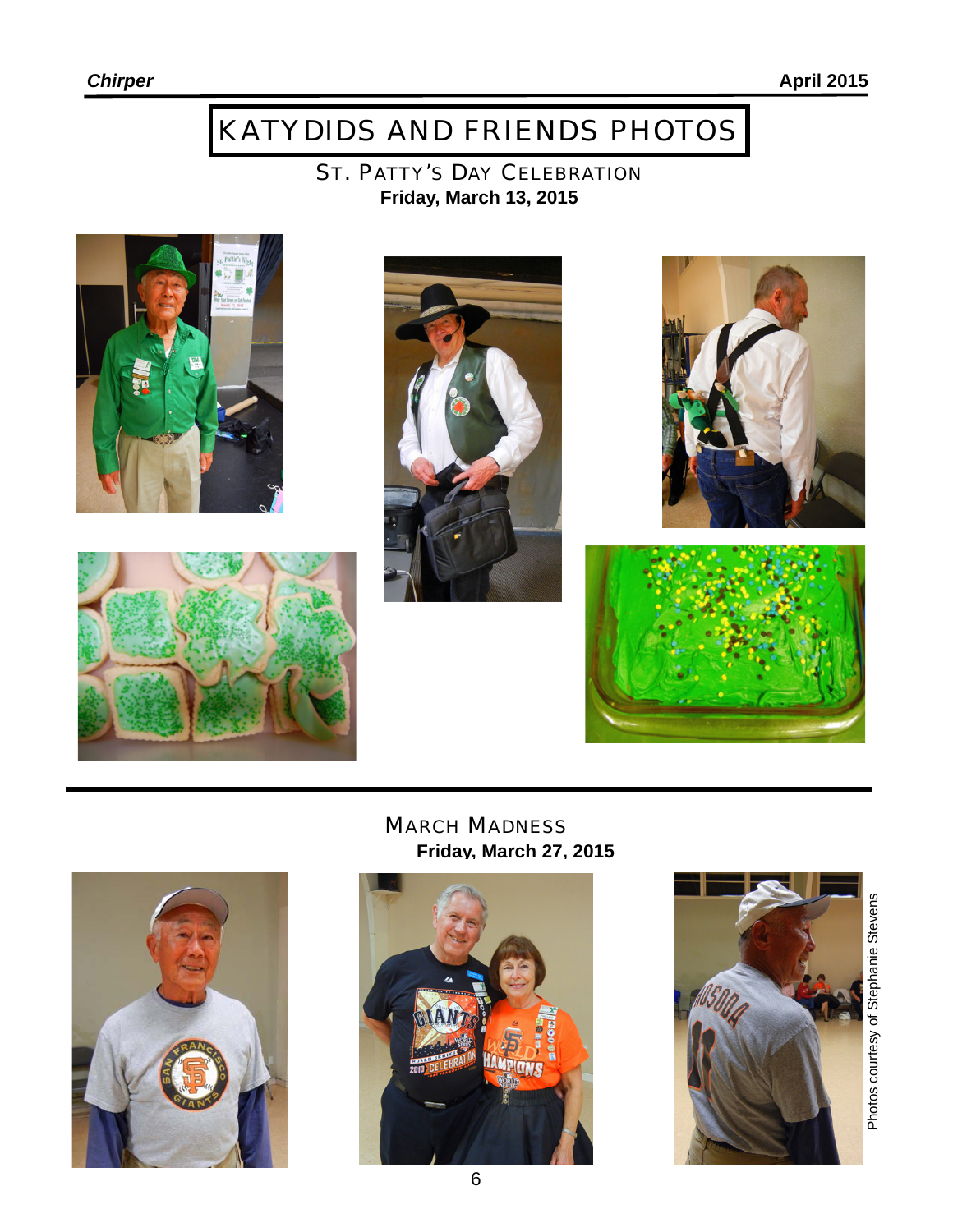# KATYDIDS AND FRIENDS PHOTOS

## ST. PATTY'S DAY CELEBRATION

**Friday, March 13, 2015**

## MARCH MADNESS

**Friday, March 27, 2015**

Photos courtesy of Stephanie Stevens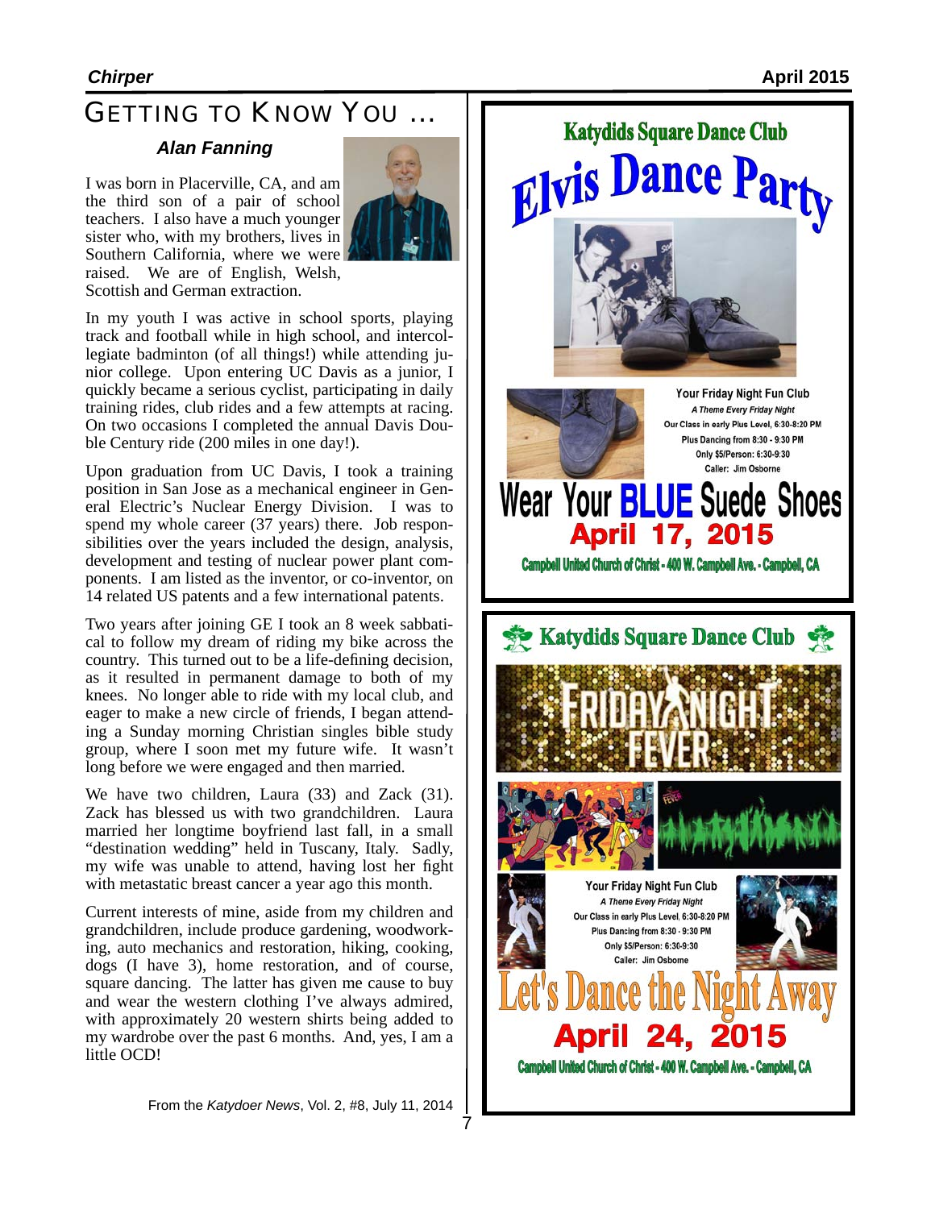# GETTING TO KNOW YOU …

### *Alan Fanning*

I was born in Placerville, CA, and am the third son of a pair of school teachers. I also have a much younger sister who, with my brothers, lives in Southern California, where we were raised. We are of English, Welsh, Scottish and German extraction.

In my youth I was active in school sports, playing track and football while in high school, and intercollegiate badminton (of all things!) while attending junior college. Upon entering UC Davis as a junior, I quickly became a serious cyclist, participating in daily training rides, club rides and a few attempts at racing. On two occasions I completed the annual Davis Double Century ride (200 miles in one day!).

Upon graduation from UC Davis, I took a training position in San Jose as a mechanical engineer in General Electric's Nuclear Energy Division. I was to spend my whole career (37 years) there. Job responsibilities over the years included the design, analysis, development and testing of nuclear power plant components. I am listed as the inventor, or co-inventor, on 14 related US patents and a few international patents.

Two years after joining GE I took an 8 week sabbatical to follow my dream of riding my bike across the country. This turned out to be a life-defining decision, as it resulted in permanent damage to both of my knees. No longer able to ride with my local club, and eager to make a new circle of friends, I began attending a Sunday morning Christian singles bible study group, where I soon met my future wife. It wasn't long before we were engaged and then married.

We have two children, Laura (33) and Zack (31). Zack has blessed us with two grandchildren. Laura married her longtime boyfriend last fall, in a small "destination wedding" held in Tuscany, Italy. Sadly, my wife was unable to attend, having lost her fight with metastatic breast cancer a year ago this month.

Current interests of mine, aside from my children and grandchildren, include produce gardening, woodworking, auto mechanics and restoration, hiking, cooking, dogs (I have 3), home restoration, and of course, square dancing. The latter has given me cause to buy and wear the western clothing I've always admired, with approximately 20 western shirts being added to my wardrobe over the past 6 months. And, yes, I am a little OCD!

From the *Katydoer News*, Vol. 2, #8, July 11, 2014

---

## Katydids Square Dance Club

# Elvis Dance Party

**Your Friday Night Fun Club**
*A Theme Every Friday Night*
Our Class in early Plus Level, 6:30-8:20 PM
Plus Dancing from 8:30 - 9:30 PM
Only $5/Person: 6:30-9:30
Caller: Jim Osborne

**Wear Your BLUE Suede Shoes**

**April 17, 2015**

Campbell United Church of Christ - 400 W. Campbell Ave. - Campbell, CA

---

## Katydids Square Dance Club

# FRIDAY NIGHT FEVER

**Your Friday Night Fun Club**
*A Theme Every Friday Night*
Our Class in early Plus Level, 6:30-8:20 PM
Plus Dancing from 8:30 - 9:30 PM
Only $5/Person: 6:30-9:30
Caller: Jim Osborne

**Let's Dance the Night Away**

**April 24, 2015**

Campbell United Church of Christ - 400 W. Campbell Ave. - Campbell, CA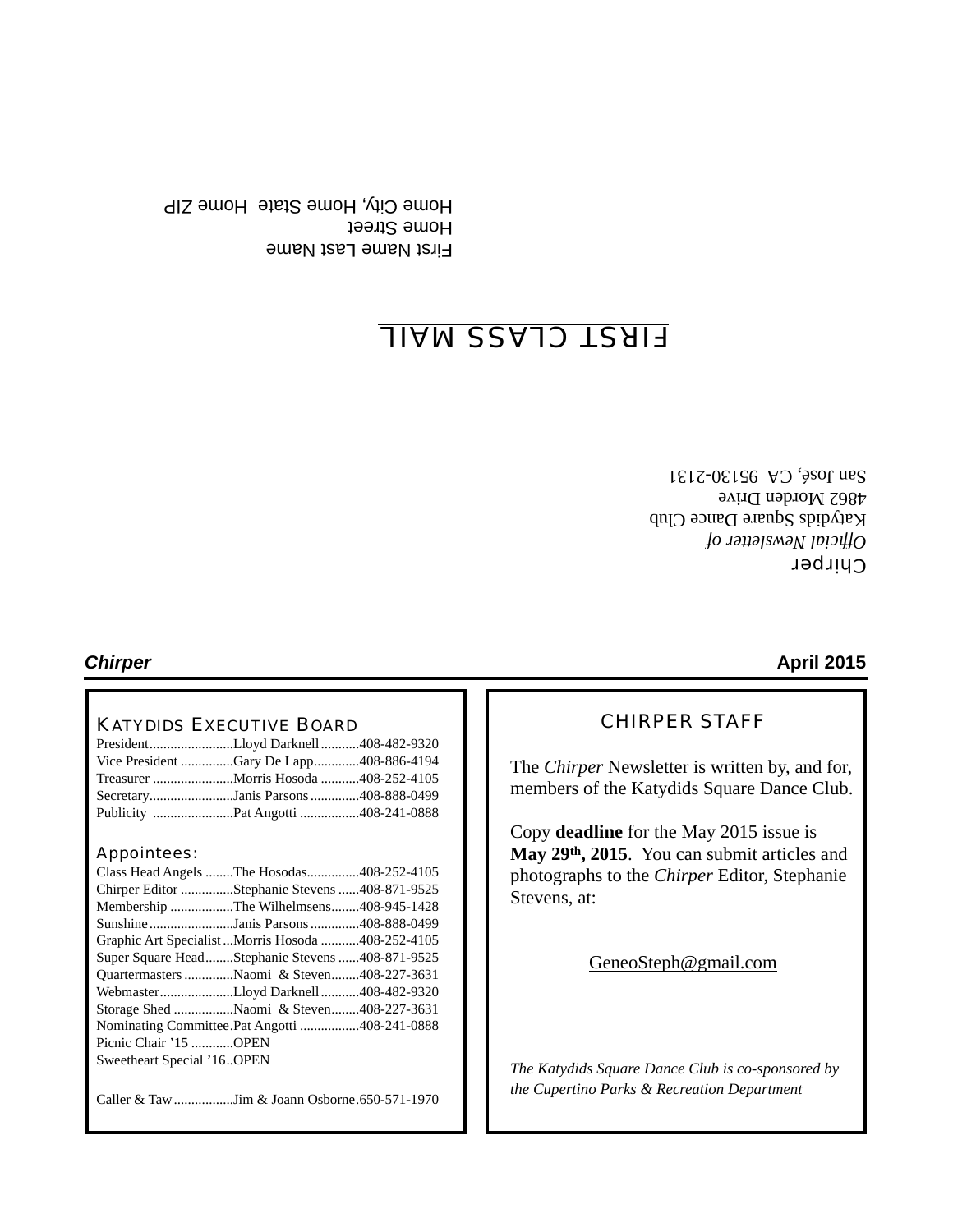First Name Last Name
Home Street
Home City, Home State Home ZIP

FIRST CLASS MAIL

Chirper
*Official Newsletter of*
Katydids Square Dance Club
4862 Morden Drive
San José, CA 95130-2131

**Chirper** **April 2015**

## KATYDIDS EXECUTIVE BOARD

| | | |
|---|---|---|
| President | Lloyd Darknell | 408-482-9320 |
| Vice President | Gary De Lapp | 408-886-4194 |
| Treasurer | Morris Hosoda | 408-252-4105 |
| Secretary | Janis Parsons | 408-888-0499 |
| Publicity | Pat Angotti | 408-241-0888 |

### Appointees:

| | | |
|---|---|---|
| Class Head Angels | The Hosodas | 408-252-4105 |
| Chirper Editor | Stephanie Stevens | 408-871-9525 |
| Membership | The Wilhelmsens | 408-945-1428 |
| Sunshine | Janis Parsons | 408-888-0499 |
| Graphic Art Specialist | Morris Hosoda | 408-252-4105 |
| Super Square Head | Stephanie Stevens | 408-871-9525 |
| Quartermasters | Naomi & Steven | 408-227-3631 |
| Webmaster | Lloyd Darknell | 408-482-9320 |
| Storage Shed | Naomi & Steven | 408-227-3631 |
| Nominating Committee | Pat Angotti | 408-241-0888 |
| Picnic Chair '15 | OPEN | |
| Sweetheart Special '16 | OPEN | |
| Caller & Taw | Jim & Joann Osborne | 650-571-1970 |

## CHIRPER STAFF

The *Chirper* Newsletter is written by, and for, members of the Katydids Square Dance Club.

Copy **deadline** for the May 2015 issue is **May 29th, 2015**. You can submit articles and photographs to the *Chirper* Editor, Stephanie Stevens, at:

GeneoSteph@gmail.com

*The Katydids Square Dance Club is co-sponsored by the Cupertino Parks & Recreation Department*